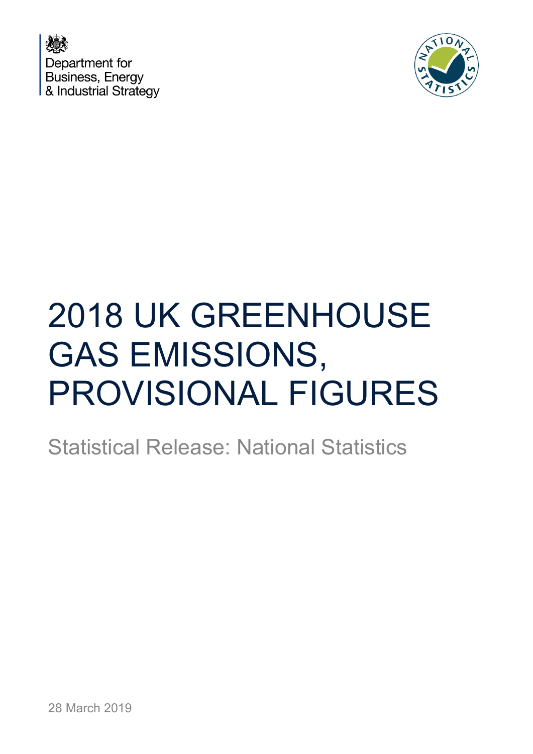Department for Business, Energy & Industrial Strategy

# 2018 UK GREENHOUSE GAS EMISSIONS, PROVISIONAL FIGURES

Statistical Release: National Statistics

28 March 2019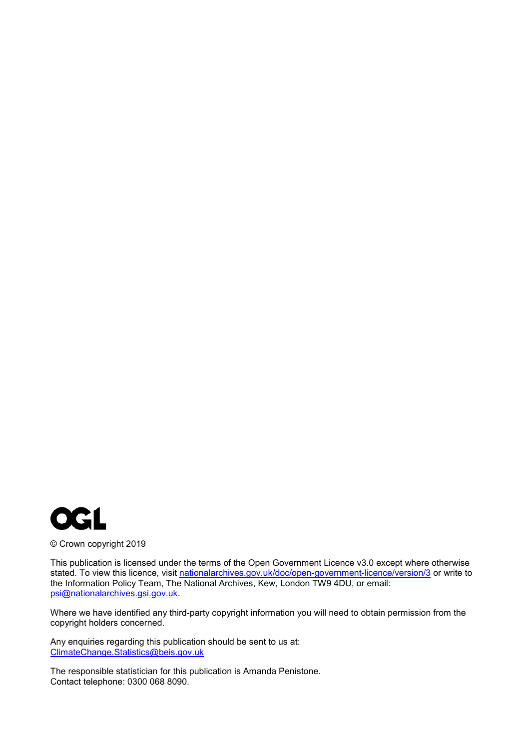© Crown copyright 2019

This publication is licensed under the terms of the Open Government Licence v3.0 except where otherwise stated. To view this licence, visit nationalarchives.gov.uk/doc/open-government-licence/version/3 or write to the Information Policy Team, The National Archives, Kew, London TW9 4DU, or email: psi@nationalarchives.gsi.gov.uk.

Where we have identified any third-party copyright information you will need to obtain permission from the copyright holders concerned.

Any enquiries regarding this publication should be sent to us at: ClimateChange.Statistics@beis.gov.uk

The responsible statistician for this publication is Amanda Penistone.
Contact telephone: 0300 068 8090.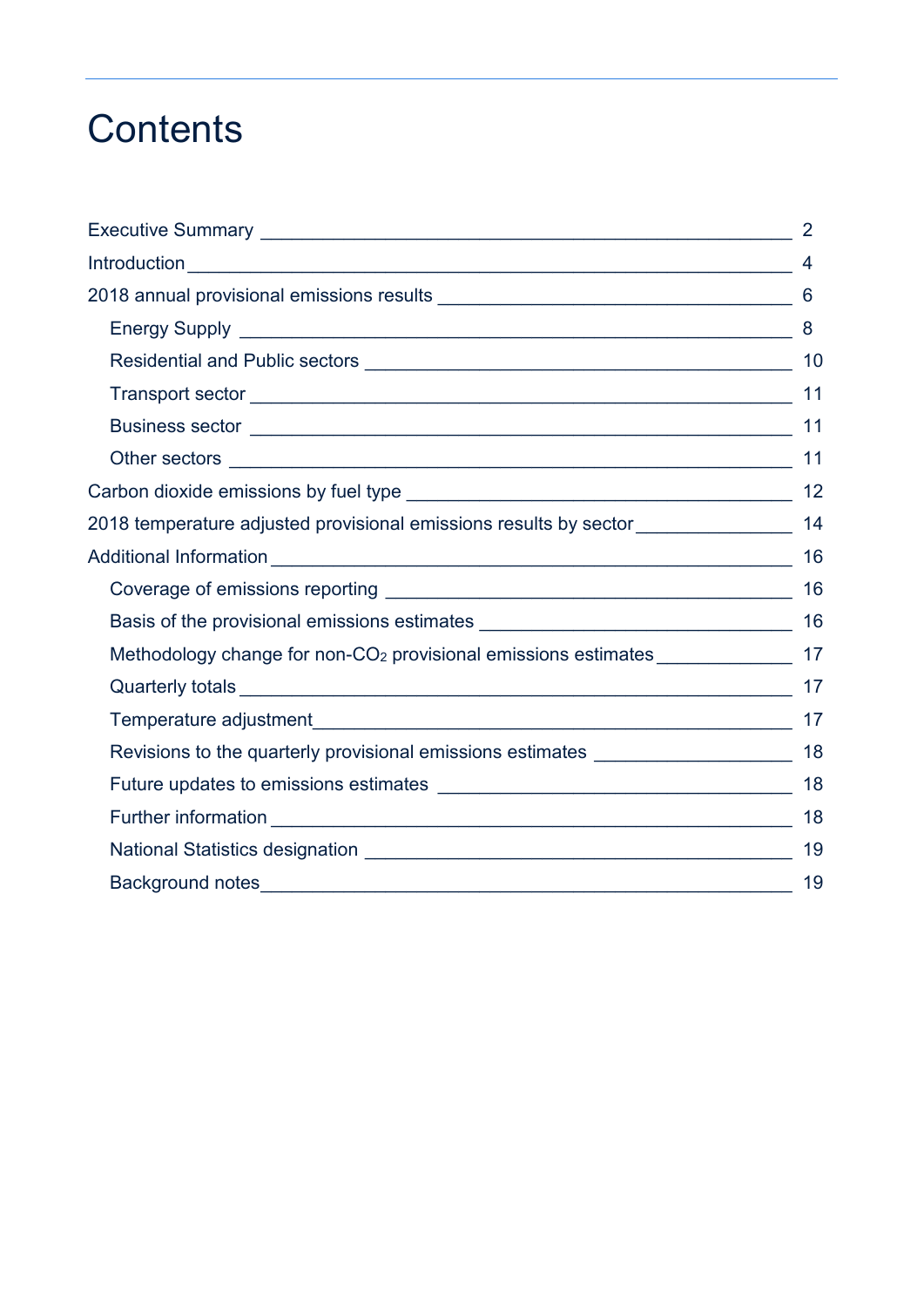# Contents

Executive Summary 2

Introduction 4

2018 annual provisional emissions results 6

- Energy Supply 8
- Residential and Public sectors 10
- Transport sector 11
- Business sector 11
- Other sectors 11

Carbon dioxide emissions by fuel type 12

2018 temperature adjusted provisional emissions results by sector 14

Additional Information 16

- Coverage of emissions reporting 16
- Basis of the provisional emissions estimates 16
- Methodology change for non-$CO_2$ provisional emissions estimates 17
- Quarterly totals 17
- Temperature adjustment 17
- Revisions to the quarterly provisional emissions estimates 18
- Future updates to emissions estimates 18
- Further information 18
- National Statistics designation 19
- Background notes 19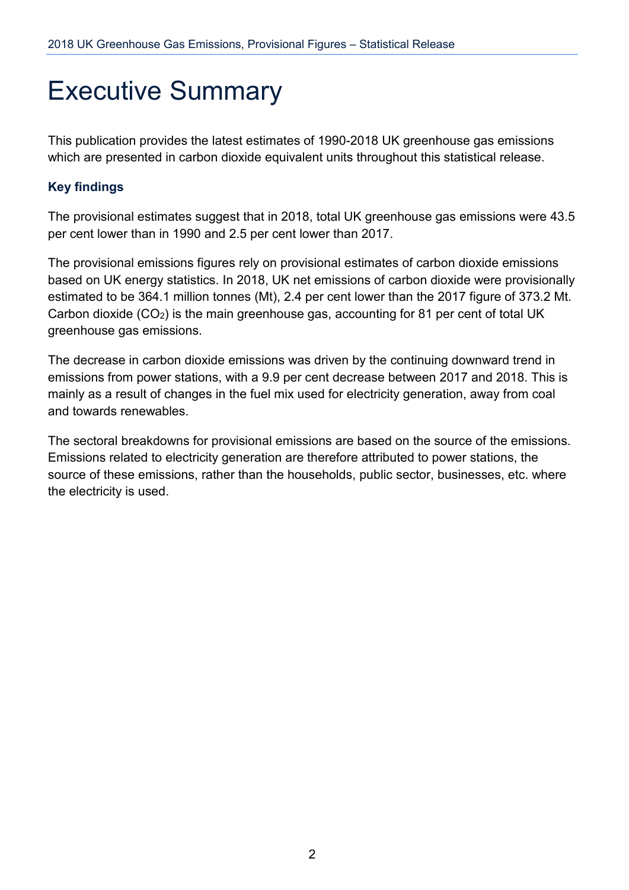# Executive Summary

This publication provides the latest estimates of 1990-2018 UK greenhouse gas emissions which are presented in carbon dioxide equivalent units throughout this statistical release.

### Key findings

The provisional estimates suggest that in 2018, total UK greenhouse gas emissions were 43.5 per cent lower than in 1990 and 2.5 per cent lower than 2017.

The provisional emissions figures rely on provisional estimates of carbon dioxide emissions based on UK energy statistics. In 2018, UK net emissions of carbon dioxide were provisionally estimated to be 364.1 million tonnes (Mt), 2.4 per cent lower than the 2017 figure of 373.2 Mt. Carbon dioxide ($CO_2$) is the main greenhouse gas, accounting for 81 per cent of total UK greenhouse gas emissions.

The decrease in carbon dioxide emissions was driven by the continuing downward trend in emissions from power stations, with a 9.9 per cent decrease between 2017 and 2018. This is mainly as a result of changes in the fuel mix used for electricity generation, away from coal and towards renewables.

The sectoral breakdowns for provisional emissions are based on the source of the emissions. Emissions related to electricity generation are therefore attributed to power stations, the source of these emissions, rather than the households, public sector, businesses, etc. where the electricity is used.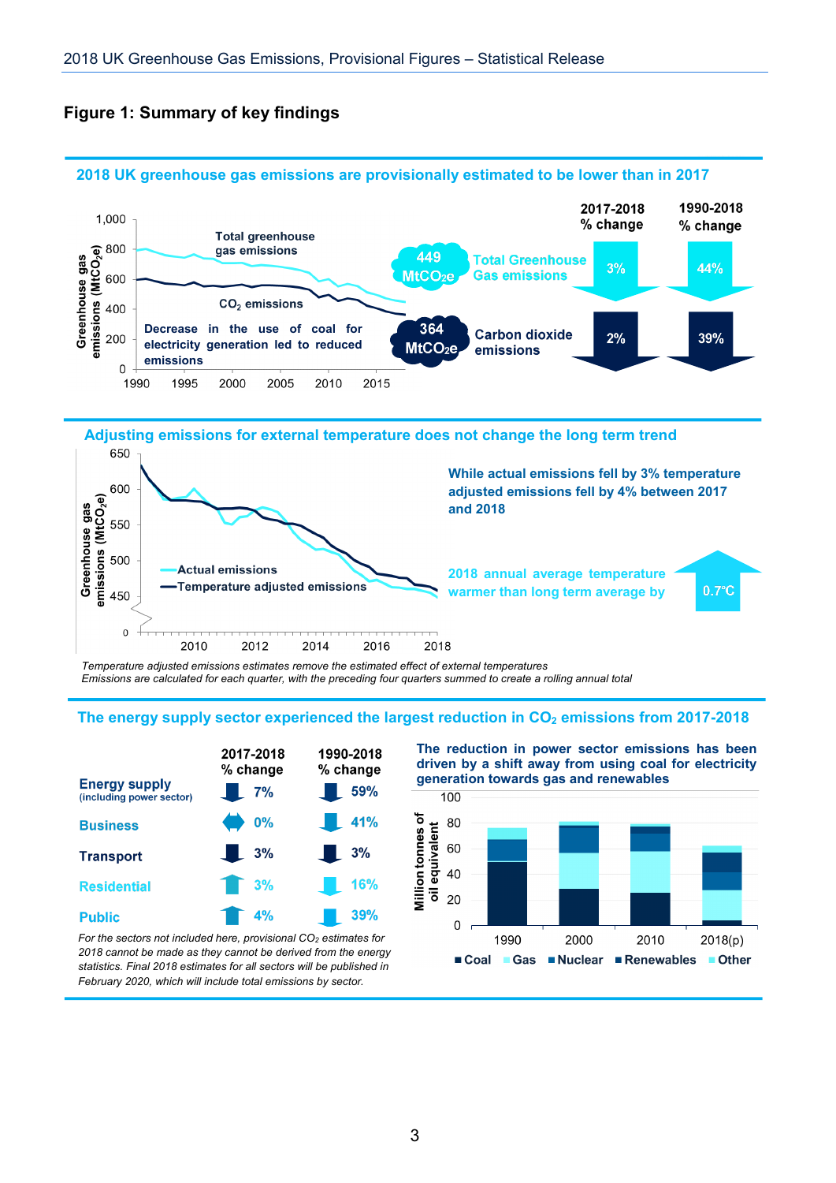## Figure 1: Summary of key findings

### 2018 UK greenhouse gas emissions are provisionally estimated to be lower than in 2017

Greenhouse gas emissions ($MtCO_2e$)

1,000
800
600
400
200
0

1990 1995 2000 2005 2010 2015

Total greenhouse gas emissions

$CO_2$ emissions

Decrease in the use of coal for electricity generation led to reduced emissions

2017-2018 % change

1990-2018 % change

449 $MtCO_2e$ Total Greenhouse Gas emissions 3% 44%

364 $MtCO_2e$ Carbon dioxide emissions 2% 39%

### Adjusting emissions for external temperature does not change the long term trend

Greenhouse gas emissions ($MtCO_2e$)

650
600
550
500
450
0

2010 2012 2014 2016 2018

Actual emissions

Temperature adjusted emissions

While actual emissions fell by 3% temperature adjusted emissions fell by 4% between 2017 and 2018

2018 annual average temperature warmer than long term average by 0.7°C

*Temperature adjusted emissions estimates remove the estimated effect of external temperatures*
*Emissions are calculated for each quarter, with the preceding four quarters summed to create a rolling annual total*

### The energy supply sector experienced the largest reduction in $CO_2$ emissions from 2017-2018

| | 2017-2018 % change | 1990-2018 % change |
|---|---|---|
| **Energy supply** (including power sector) | 7% | 59% |
| **Business** | 0% | 41% |
| **Transport** | 3% | 3% |
| **Residential** | 3% | 16% |
| **Public** | 4% | 39% |

*For the sectors not included here, provisional $CO_2$ estimates for 2018 cannot be made as they cannot be derived from the energy statistics. Final 2018 estimates for all sectors will be published in February 2020, which will include total emissions by sector.*

**The reduction in power sector emissions has been driven by a shift away from using coal for electricity generation towards gas and renewables**

Million tonnes of oil equivalent

100
80
60
40
20
0

1990 2000 2010 2018(p)

Coal Gas Nuclear Renewables Other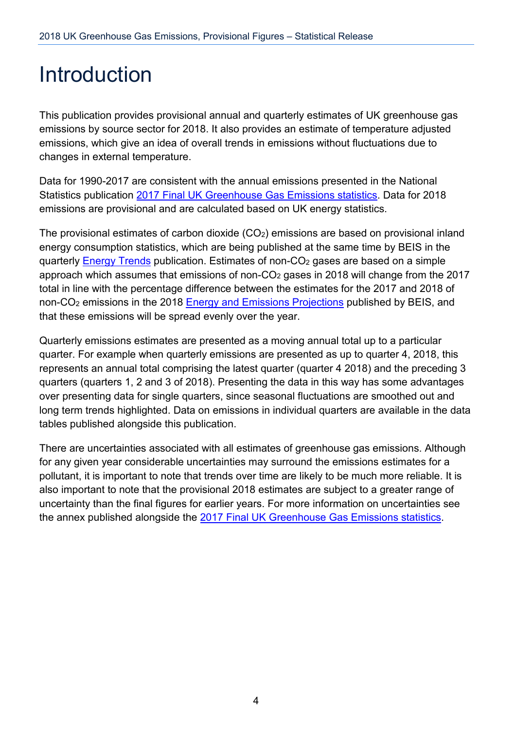# Introduction

This publication provides provisional annual and quarterly estimates of UK greenhouse gas emissions by source sector for 2018. It also provides an estimate of temperature adjusted emissions, which give an idea of overall trends in emissions without fluctuations due to changes in external temperature.

Data for 1990-2017 are consistent with the annual emissions presented in the National Statistics publication 2017 Final UK Greenhouse Gas Emissions statistics. Data for 2018 emissions are provisional and are calculated based on UK energy statistics.

The provisional estimates of carbon dioxide ($CO_2$) emissions are based on provisional inland energy consumption statistics, which are being published at the same time by BEIS in the quarterly Energy Trends publication. Estimates of non-$CO_2$ gases are based on a simple approach which assumes that emissions of non-$CO_2$ gases in 2018 will change from the 2017 total in line with the percentage difference between the estimates for the 2017 and 2018 of non-$CO_2$ emissions in the 2018 Energy and Emissions Projections published by BEIS, and that these emissions will be spread evenly over the year.

Quarterly emissions estimates are presented as a moving annual total up to a particular quarter. For example when quarterly emissions are presented as up to quarter 4, 2018, this represents an annual total comprising the latest quarter (quarter 4 2018) and the preceding 3 quarters (quarters 1, 2 and 3 of 2018). Presenting the data in this way has some advantages over presenting data for single quarters, since seasonal fluctuations are smoothed out and long term trends highlighted. Data on emissions in individual quarters are available in the data tables published alongside this publication.

There are uncertainties associated with all estimates of greenhouse gas emissions. Although for any given year considerable uncertainties may surround the emissions estimates for a pollutant, it is important to note that trends over time are likely to be much more reliable. It is also important to note that the provisional 2018 estimates are subject to a greater range of uncertainty than the final figures for earlier years. For more information on uncertainties see the annex published alongside the 2017 Final UK Greenhouse Gas Emissions statistics.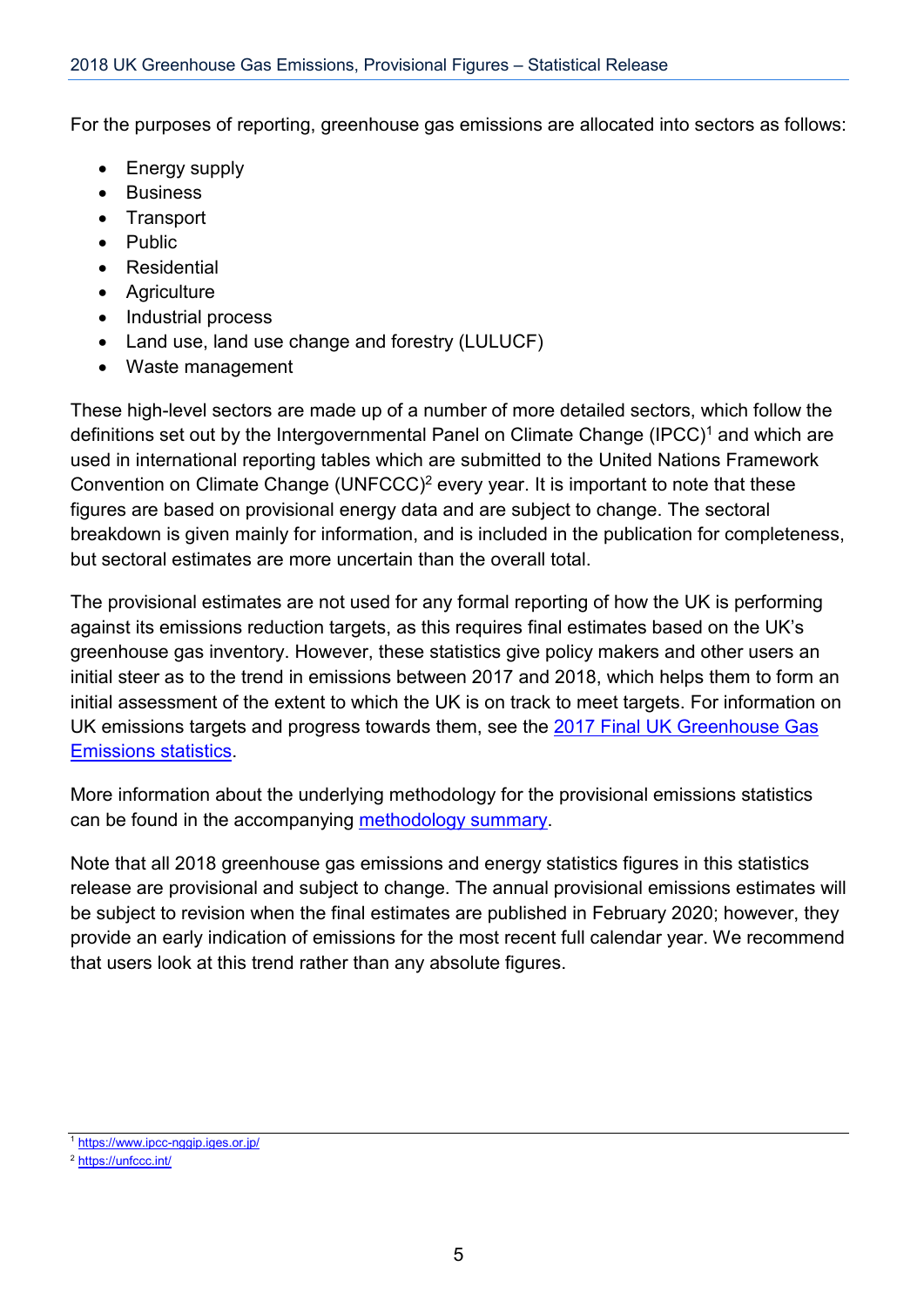For the purposes of reporting, greenhouse gas emissions are allocated into sectors as follows:

- Energy supply
- Business
- Transport
- Public
- Residential
- Agriculture
- Industrial process
- Land use, land use change and forestry (LULUCF)
- Waste management

These high-level sectors are made up of a number of more detailed sectors, which follow the definitions set out by the Intergovernmental Panel on Climate Change (IPCC)[1] and which are used in international reporting tables which are submitted to the United Nations Framework Convention on Climate Change (UNFCCC)[2] every year. It is important to note that these figures are based on provisional energy data and are subject to change. The sectoral breakdown is given mainly for information, and is included in the publication for completeness, but sectoral estimates are more uncertain than the overall total.

The provisional estimates are not used for any formal reporting of how the UK is performing against its emissions reduction targets, as this requires final estimates based on the UK's greenhouse gas inventory. However, these statistics give policy makers and other users an initial steer as to the trend in emissions between 2017 and 2018, which helps them to form an initial assessment of the extent to which the UK is on track to meet targets. For information on UK emissions targets and progress towards them, see the [2017 Final UK Greenhouse Gas Emissions statistics].

More information about the underlying methodology for the provisional emissions statistics can be found in the accompanying [methodology summary].

Note that all 2018 greenhouse gas emissions and energy statistics figures in this statistics release are provisional and subject to change. The annual provisional emissions estimates will be subject to revision when the final estimates are published in February 2020; however, they provide an early indication of emissions for the most recent full calendar year. We recommend that users look at this trend rather than any absolute figures.

[1] https://www.ipcc-nggip.iges.or.jp/

[2] https://unfccc.int/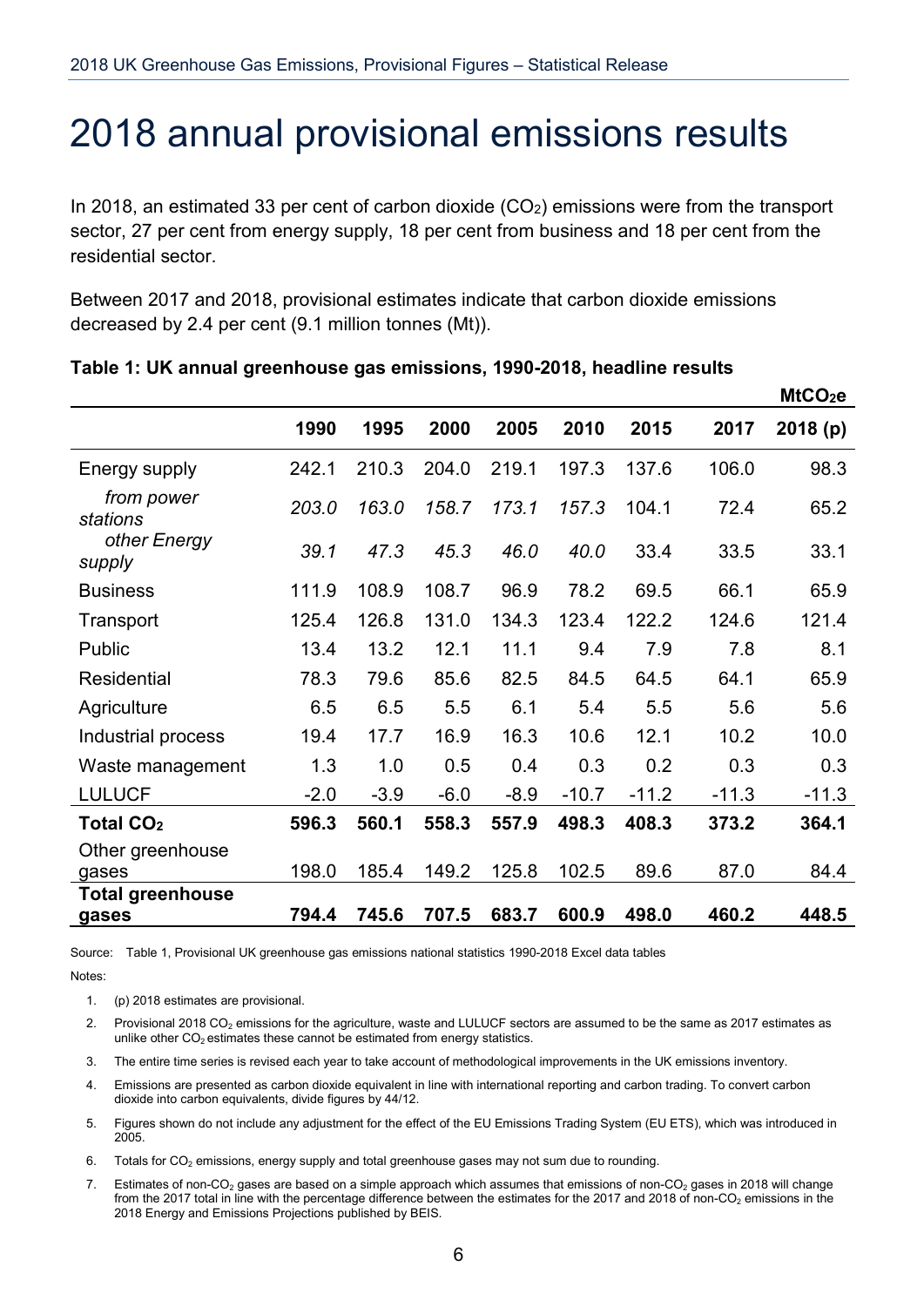# 2018 annual provisional emissions results

In 2018, an estimated 33 per cent of carbon dioxide ($CO_2$) emissions were from the transport sector, 27 per cent from energy supply, 18 per cent from business and 18 per cent from the residential sector.

Between 2017 and 2018, provisional estimates indicate that carbon dioxide emissions decreased by 2.4 per cent (9.1 million tonnes (Mt)).

**Table 1: UK annual greenhouse gas emissions, 1990-2018, headline results**

$MtCO_2e$

| | 1990 | 1995 | 2000 | 2005 | 2010 | 2015 | 2017 | 2018 (p) |
|---|---|---|---|---|---|---|---|---|
| Energy supply | 242.1 | 210.3 | 204.0 | 219.1 | 197.3 | 137.6 | 106.0 | 98.3 |
| *from power stations* | *203.0* | *163.0* | *158.7* | *173.1* | *157.3* | 104.1 | 72.4 | 65.2 |
| *other Energy supply* | *39.1* | *47.3* | *45.3* | *46.0* | *40.0* | 33.4 | 33.5 | 33.1 |
| Business | 111.9 | 108.9 | 108.7 | 96.9 | 78.2 | 69.5 | 66.1 | 65.9 |
| Transport | 125.4 | 126.8 | 131.0 | 134.3 | 123.4 | 122.2 | 124.6 | 121.4 |
| Public | 13.4 | 13.2 | 12.1 | 11.1 | 9.4 | 7.9 | 7.8 | 8.1 |
| Residential | 78.3 | 79.6 | 85.6 | 82.5 | 84.5 | 64.5 | 64.1 | 65.9 |
| Agriculture | 6.5 | 6.5 | 5.5 | 6.1 | 5.4 | 5.5 | 5.6 | 5.6 |
| Industrial process | 19.4 | 17.7 | 16.9 | 16.3 | 10.6 | 12.1 | 10.2 | 10.0 |
| Waste management | 1.3 | 1.0 | 0.5 | 0.4 | 0.3 | 0.2 | 0.3 | 0.3 |
| LULUCF | -2.0 | -3.9 | -6.0 | -8.9 | -10.7 | -11.2 | -11.3 | -11.3 |
| **Total $CO_2$** | **596.3** | **560.1** | **558.3** | **557.9** | **498.3** | **408.3** | **373.2** | **364.1** |
| Other greenhouse gases | 198.0 | 185.4 | 149.2 | 125.8 | 102.5 | 89.6 | 87.0 | 84.4 |
| **Total greenhouse gases** | **794.4** | **745.6** | **707.5** | **683.7** | **600.9** | **498.0** | **460.2** | **448.5** |

Source: Table 1, Provisional UK greenhouse gas emissions national statistics 1990-2018 Excel data tables

Notes:

1. (p) 2018 estimates are provisional.
2. Provisional 2018 $CO_2$ emissions for the agriculture, waste and LULUCF sectors are assumed to be the same as 2017 estimates as unlike other $CO_2$ estimates these cannot be estimated from energy statistics.
3. The entire time series is revised each year to take account of methodological improvements in the UK emissions inventory.
4. Emissions are presented as carbon dioxide equivalent in line with international reporting and carbon trading. To convert carbon dioxide into carbon equivalents, divide figures by 44/12.
5. Figures shown do not include any adjustment for the effect of the EU Emissions Trading System (EU ETS), which was introduced in 2005.
6. Totals for $CO_2$ emissions, energy supply and total greenhouse gases may not sum due to rounding.
7. Estimates of non-$CO_2$ gases are based on a simple approach which assumes that emissions of non-$CO_2$ gases in 2018 will change from the 2017 total in line with the percentage difference between the estimates for the 2017 and 2018 of non-$CO_2$ emissions in the 2018 Energy and Emissions Projections published by BEIS.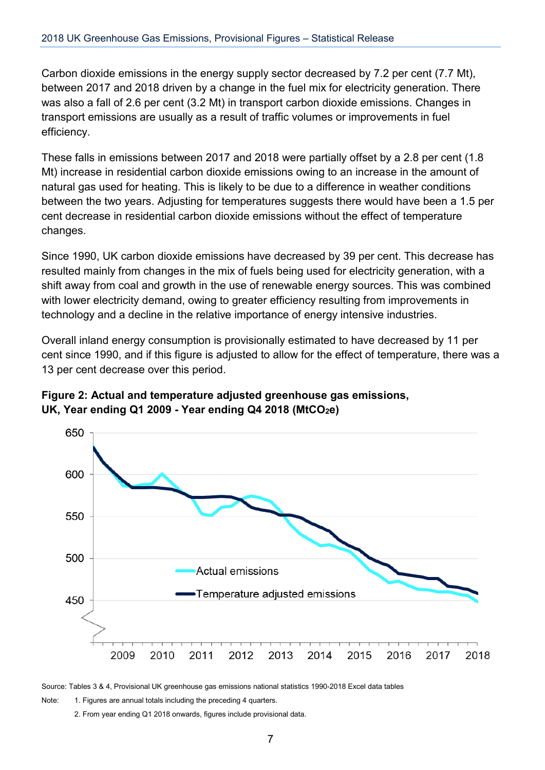Carbon dioxide emissions in the energy supply sector decreased by 7.2 per cent (7.7 Mt), between 2017 and 2018 driven by a change in the fuel mix for electricity generation. There was also a fall of 2.6 per cent (3.2 Mt) in transport carbon dioxide emissions. Changes in transport emissions are usually as a result of traffic volumes or improvements in fuel efficiency.

These falls in emissions between 2017 and 2018 were partially offset by a 2.8 per cent (1.8 Mt) increase in residential carbon dioxide emissions owing to an increase in the amount of natural gas used for heating. This is likely to be due to a difference in weather conditions between the two years. Adjusting for temperatures suggests there would have been a 1.5 per cent decrease in residential carbon dioxide emissions without the effect of temperature changes.

Since 1990, UK carbon dioxide emissions have decreased by 39 per cent. This decrease has resulted mainly from changes in the mix of fuels being used for electricity generation, with a shift away from coal and growth in the use of renewable energy sources. This was combined with lower electricity demand, owing to greater efficiency resulting from improvements in technology and a decline in the relative importance of energy intensive industries.

Overall inland energy consumption is provisionally estimated to have decreased by 11 per cent since 1990, and if this figure is adjusted to allow for the effect of temperature, there was a 13 per cent decrease over this period.

**Figure 2: Actual and temperature adjusted greenhouse gas emissions, UK, Year ending Q1 2009 - Year ending Q4 2018 ($MtCO_2e$)**

650
600
550
500
450

2009 2010 2011 2012 2013 2014 2015 2016 2017 2018

Actual emissions
Temperature adjusted emissions

Source: Tables 3 & 4, Provisional UK greenhouse gas emissions national statistics 1990-2018 Excel data tables

Note: 1. Figures are annual totals including the preceding 4 quarters.

2. From year ending Q1 2018 onwards, figures include provisional data.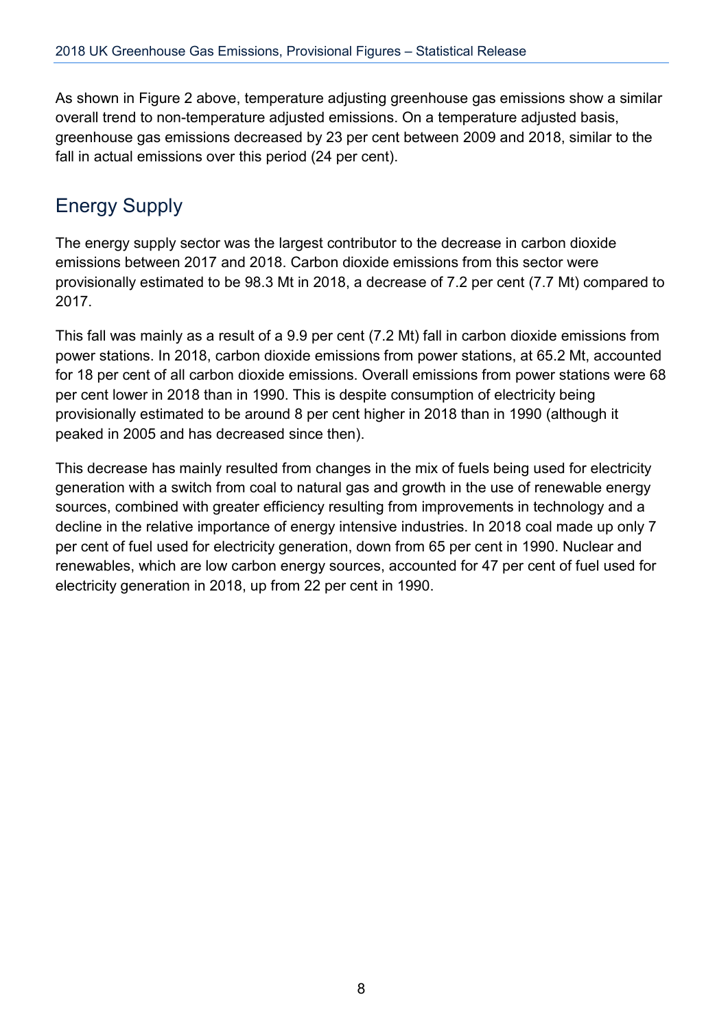As shown in Figure 2 above, temperature adjusting greenhouse gas emissions show a similar overall trend to non-temperature adjusted emissions. On a temperature adjusted basis, greenhouse gas emissions decreased by 23 per cent between 2009 and 2018, similar to the fall in actual emissions over this period (24 per cent).

## Energy Supply

The energy supply sector was the largest contributor to the decrease in carbon dioxide emissions between 2017 and 2018. Carbon dioxide emissions from this sector were provisionally estimated to be 98.3 Mt in 2018, a decrease of 7.2 per cent (7.7 Mt) compared to 2017.

This fall was mainly as a result of a 9.9 per cent (7.2 Mt) fall in carbon dioxide emissions from power stations. In 2018, carbon dioxide emissions from power stations, at 65.2 Mt, accounted for 18 per cent of all carbon dioxide emissions. Overall emissions from power stations were 68 per cent lower in 2018 than in 1990. This is despite consumption of electricity being provisionally estimated to be around 8 per cent higher in 2018 than in 1990 (although it peaked in 2005 and has decreased since then).

This decrease has mainly resulted from changes in the mix of fuels being used for electricity generation with a switch from coal to natural gas and growth in the use of renewable energy sources, combined with greater efficiency resulting from improvements in technology and a decline in the relative importance of energy intensive industries. In 2018 coal made up only 7 per cent of fuel used for electricity generation, down from 65 per cent in 1990. Nuclear and renewables, which are low carbon energy sources, accounted for 47 per cent of fuel used for electricity generation in 2018, up from 22 per cent in 1990.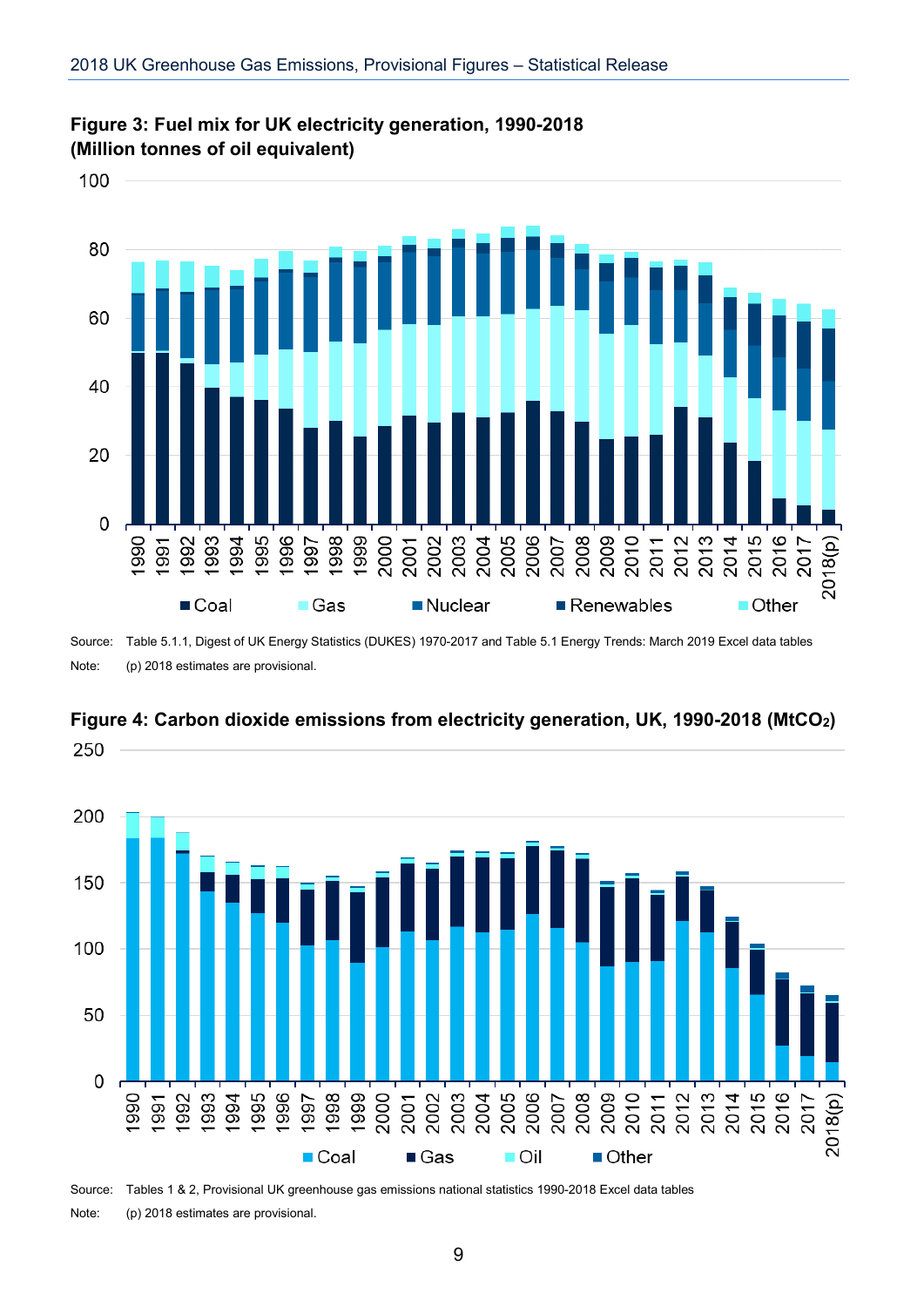**Figure 3: Fuel mix for UK electricity generation, 1990-2018 (Million tonnes of oil equivalent)**

100
80
60
40
20
0

1990 1991 1992 1993 1994 1995 1996 1997 1998 1999 2000 2001 2002 2003 2004 2005 2006 2007 2008 2009 2010 2011 2012 2013 2014 2015 2016 2017 2018(p)

Coal Gas Nuclear Renewables Other

Source: Table 5.1.1, Digest of UK Energy Statistics (DUKES) 1970-2017 and Table 5.1 Energy Trends: March 2019 Excel data tables

Note: (p) 2018 estimates are provisional.

**Figure 4: Carbon dioxide emissions from electricity generation, UK, 1990-2018 ($MtCO_2$)**

250
200
150
100
50
0

1990 1991 1992 1993 1994 1995 1996 1997 1998 1999 2000 2001 2002 2003 2004 2005 2006 2007 2008 2009 2010 2011 2012 2013 2014 2015 2016 2017 2018(p)

Coal Gas Oil Other

Source: Tables 1 & 2, Provisional UK greenhouse gas emissions national statistics 1990-2018 Excel data tables

Note: (p) 2018 estimates are provisional.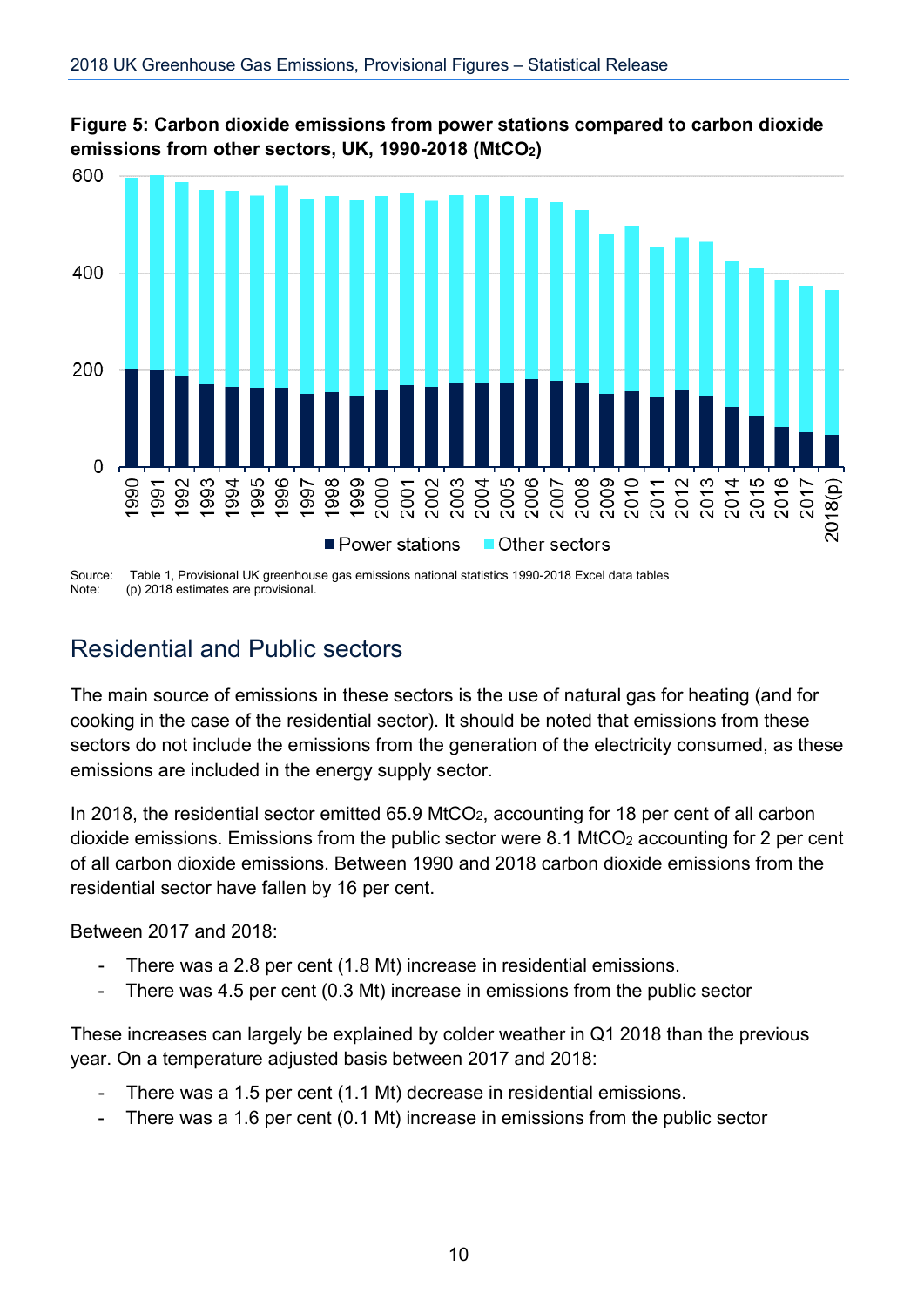**Figure 5: Carbon dioxide emissions from power stations compared to carbon dioxide emissions from other sectors, UK, 1990-2018 ($MtCO_2$)**

600
400
200
0

1990 1991 1992 1993 1994 1995 1996 1997 1998 1999 2000 2001 2002 2003 2004 2005 2006 2007 2008 2009 2010 2011 2012 2013 2014 2015 2016 2017 2018(p)

Power stations   Other sectors

Source: Table 1, Provisional UK greenhouse gas emissions national statistics 1990-2018 Excel data tables
Note: (p) 2018 estimates are provisional.

## Residential and Public sectors

The main source of emissions in these sectors is the use of natural gas for heating (and for cooking in the case of the residential sector). It should be noted that emissions from these sectors do not include the emissions from the generation of the electricity consumed, as these emissions are included in the energy supply sector.

In 2018, the residential sector emitted 65.9 $MtCO_2$, accounting for 18 per cent of all carbon dioxide emissions. Emissions from the public sector were 8.1 $MtCO_2$ accounting for 2 per cent of all carbon dioxide emissions. Between 1990 and 2018 carbon dioxide emissions from the residential sector have fallen by 16 per cent.

Between 2017 and 2018:

- There was a 2.8 per cent (1.8 Mt) increase in residential emissions.
- There was 4.5 per cent (0.3 Mt) increase in emissions from the public sector

These increases can largely be explained by colder weather in Q1 2018 than the previous year. On a temperature adjusted basis between 2017 and 2018:

- There was a 1.5 per cent (1.1 Mt) decrease in residential emissions.
- There was a 1.6 per cent (0.1 Mt) increase in emissions from the public sector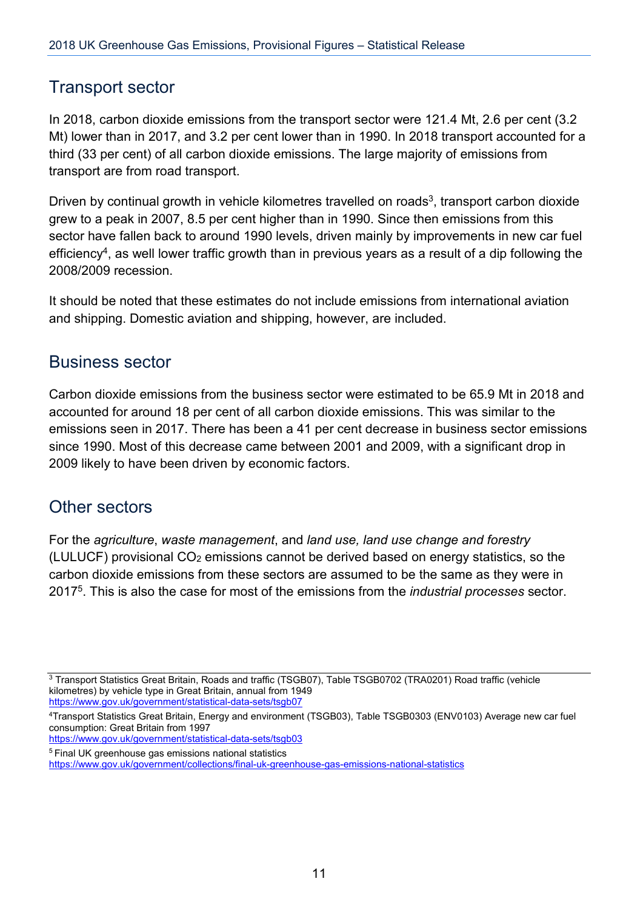## Transport sector

In 2018, carbon dioxide emissions from the transport sector were 121.4 Mt, 2.6 per cent (3.2 Mt) lower than in 2017, and 3.2 per cent lower than in 1990. In 2018 transport accounted for a third (33 per cent) of all carbon dioxide emissions. The large majority of emissions from transport are from road transport.

Driven by continual growth in vehicle kilometres travelled on roads[3], transport carbon dioxide grew to a peak in 2007, 8.5 per cent higher than in 1990. Since then emissions from this sector have fallen back to around 1990 levels, driven mainly by improvements in new car fuel efficiency[4], as well lower traffic growth than in previous years as a result of a dip following the 2008/2009 recession.

It should be noted that these estimates do not include emissions from international aviation and shipping. Domestic aviation and shipping, however, are included.

## Business sector

Carbon dioxide emissions from the business sector were estimated to be 65.9 Mt in 2018 and accounted for around 18 per cent of all carbon dioxide emissions. This was similar to the emissions seen in 2017. There has been a 41 per cent decrease in business sector emissions since 1990. Most of this decrease came between 2001 and 2009, with a significant drop in 2009 likely to have been driven by economic factors.

## Other sectors

For the *agriculture*, *waste management*, and *land use, land use change and forestry* (LULUCF) provisional $CO_2$ emissions cannot be derived based on energy statistics, so the carbon dioxide emissions from these sectors are assumed to be the same as they were in 2017[5]. This is also the case for most of the emissions from the *industrial processes* sector.

---

[3] Transport Statistics Great Britain, Roads and traffic (TSGB07), Table TSGB0702 (TRA0201) Road traffic (vehicle kilometres) by vehicle type in Great Britain, annual from 1949
https://www.gov.uk/government/statistical-data-sets/tsgb07

[4] Transport Statistics Great Britain, Energy and environment (TSGB03), Table TSGB0303 (ENV0103) Average new car fuel consumption: Great Britain from 1997
https://www.gov.uk/government/statistical-data-sets/tsgb03

[5] Final UK greenhouse gas emissions national statistics
https://www.gov.uk/government/collections/final-uk-greenhouse-gas-emissions-national-statistics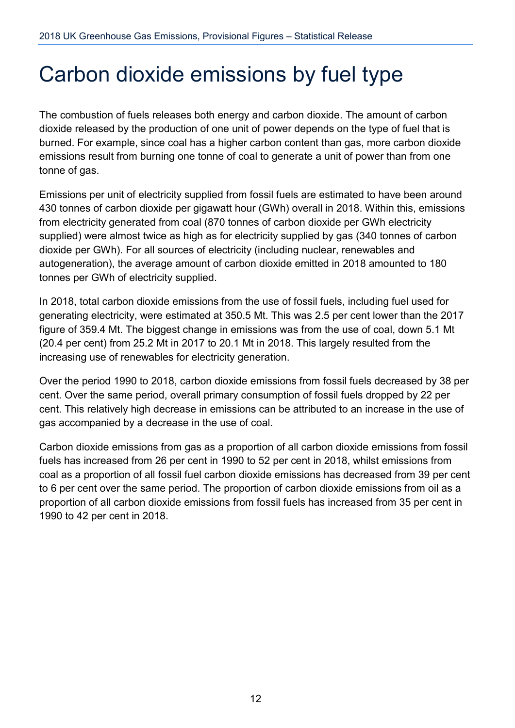# Carbon dioxide emissions by fuel type

The combustion of fuels releases both energy and carbon dioxide. The amount of carbon dioxide released by the production of one unit of power depends on the type of fuel that is burned. For example, since coal has a higher carbon content than gas, more carbon dioxide emissions result from burning one tonne of coal to generate a unit of power than from one tonne of gas.

Emissions per unit of electricity supplied from fossil fuels are estimated to have been around 430 tonnes of carbon dioxide per gigawatt hour (GWh) overall in 2018. Within this, emissions from electricity generated from coal (870 tonnes of carbon dioxide per GWh electricity supplied) were almost twice as high as for electricity supplied by gas (340 tonnes of carbon dioxide per GWh). For all sources of electricity (including nuclear, renewables and autogeneration), the average amount of carbon dioxide emitted in 2018 amounted to 180 tonnes per GWh of electricity supplied.

In 2018, total carbon dioxide emissions from the use of fossil fuels, including fuel used for generating electricity, were estimated at 350.5 Mt. This was 2.5 per cent lower than the 2017 figure of 359.4 Mt. The biggest change in emissions was from the use of coal, down 5.1 Mt (20.4 per cent) from 25.2 Mt in 2017 to 20.1 Mt in 2018. This largely resulted from the increasing use of renewables for electricity generation.

Over the period 1990 to 2018, carbon dioxide emissions from fossil fuels decreased by 38 per cent. Over the same period, overall primary consumption of fossil fuels dropped by 22 per cent. This relatively high decrease in emissions can be attributed to an increase in the use of gas accompanied by a decrease in the use of coal.

Carbon dioxide emissions from gas as a proportion of all carbon dioxide emissions from fossil fuels has increased from 26 per cent in 1990 to 52 per cent in 2018, whilst emissions from coal as a proportion of all fossil fuel carbon dioxide emissions has decreased from 39 per cent to 6 per cent over the same period. The proportion of carbon dioxide emissions from oil as a proportion of all carbon dioxide emissions from fossil fuels has increased from 35 per cent in 1990 to 42 per cent in 2018.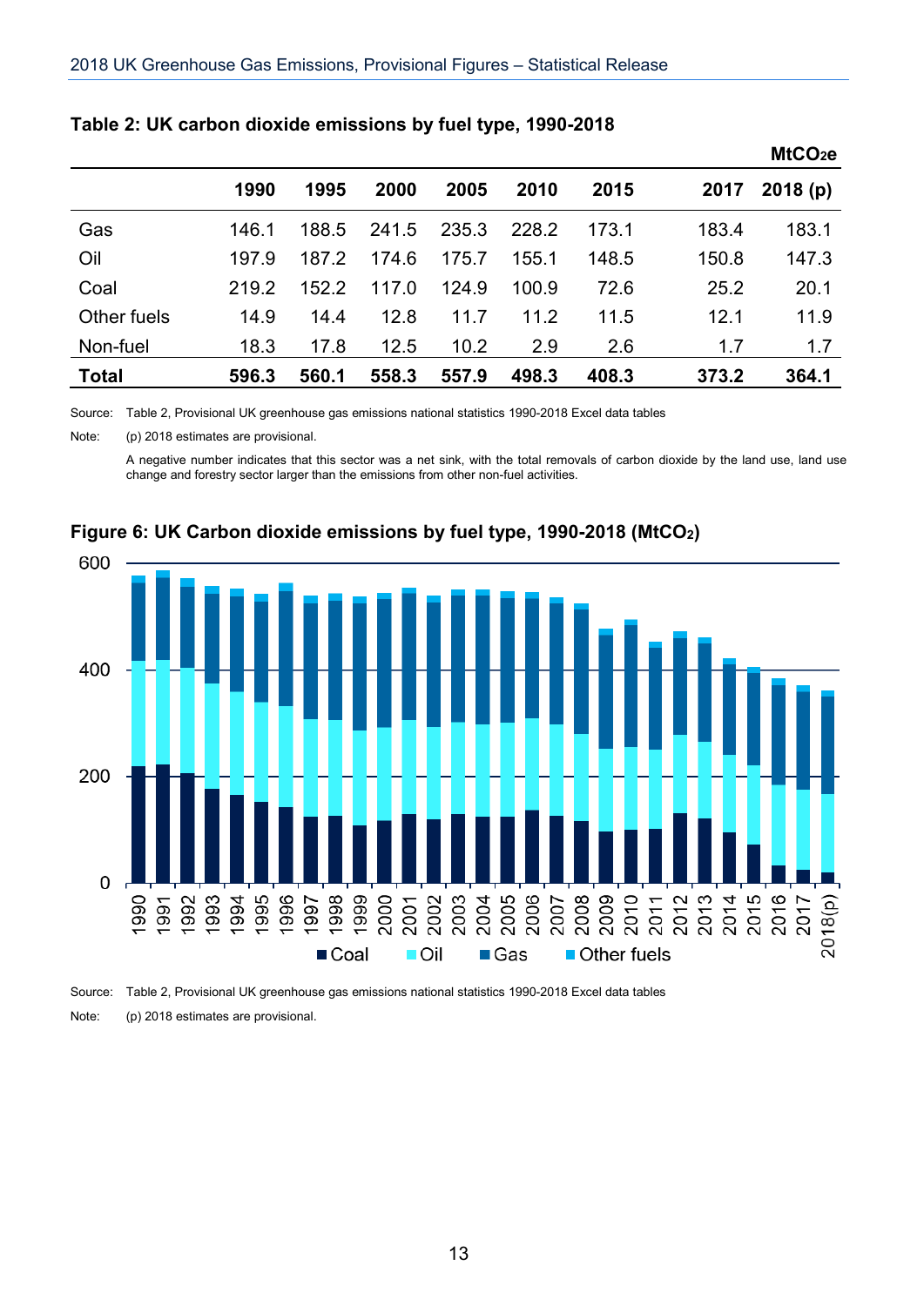**Table 2: UK carbon dioxide emissions by fuel type, 1990-2018**

$MtCO_2e$

| | 1990 | 1995 | 2000 | 2005 | 2010 | 2015 | 2017 | 2018 (p) |
|---|---|---|---|---|---|---|---|---|
| Gas | 146.1 | 188.5 | 241.5 | 235.3 | 228.2 | 173.1 | 183.4 | 183.1 |
| Oil | 197.9 | 187.2 | 174.6 | 175.7 | 155.1 | 148.5 | 150.8 | 147.3 |
| Coal | 219.2 | 152.2 | 117.0 | 124.9 | 100.9 | 72.6 | 25.2 | 20.1 |
| Other fuels | 14.9 | 14.4 | 12.8 | 11.7 | 11.2 | 11.5 | 12.1 | 11.9 |
| Non-fuel | 18.3 | 17.8 | 12.5 | 10.2 | 2.9 | 2.6 | 1.7 | 1.7 |
| **Total** | **596.3** | **560.1** | **558.3** | **557.9** | **498.3** | **408.3** | **373.2** | **364.1** |

Source: Table 2, Provisional UK greenhouse gas emissions national statistics 1990-2018 Excel data tables

Note: (p) 2018 estimates are provisional.

A negative number indicates that this sector was a net sink, with the total removals of carbon dioxide by the land use, land use change and forestry sector larger than the emissions from other non-fuel activities.

**Figure 6: UK Carbon dioxide emissions by fuel type, 1990-2018 ($MtCO_2$)**

600
400
200
0

1990 1991 1992 1993 1994 1995 1996 1997 1998 1999 2000 2001 2002 2003 2004 2005 2006 2007 2008 2009 2010 2011 2012 2013 2014 2015 2016 2017 2018(p)

Coal Oil Gas Other fuels

Source: Table 2, Provisional UK greenhouse gas emissions national statistics 1990-2018 Excel data tables

Note: (p) 2018 estimates are provisional.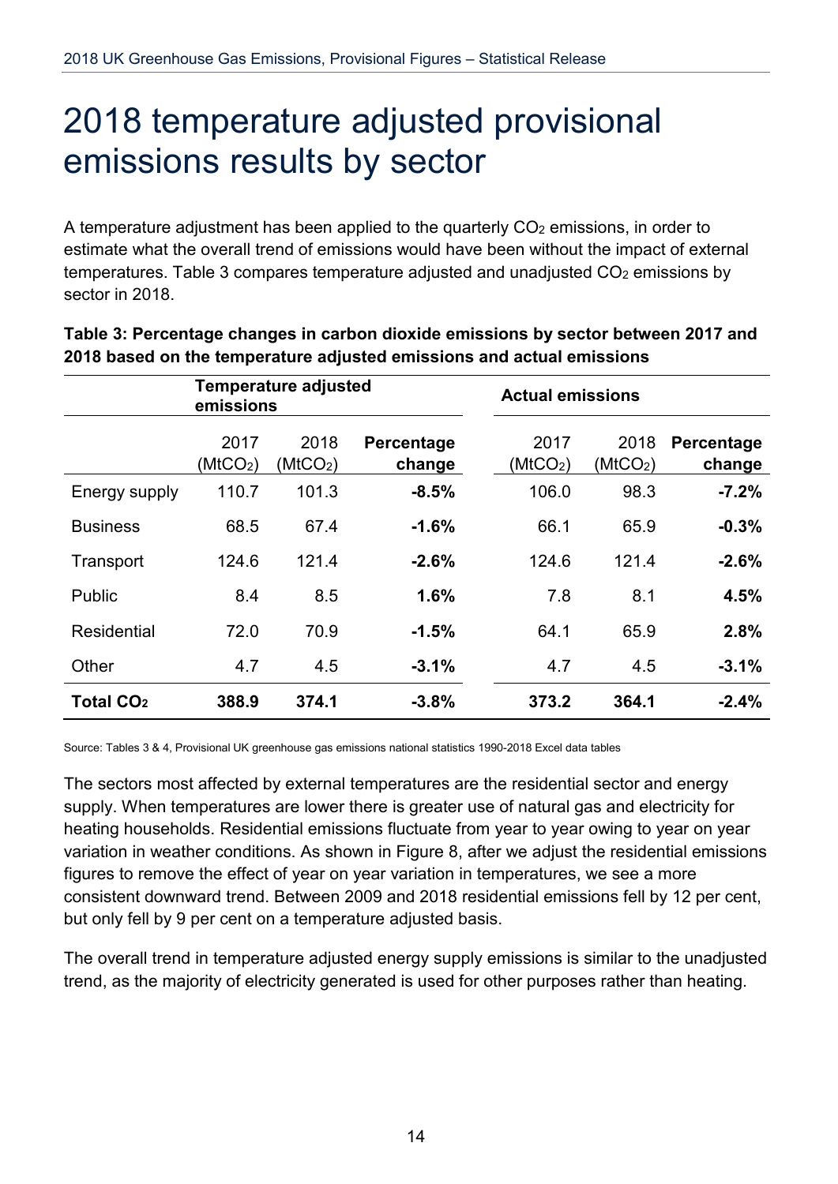# 2018 temperature adjusted provisional emissions results by sector

A temperature adjustment has been applied to the quarterly $CO_2$ emissions, in order to estimate what the overall trend of emissions would have been without the impact of external temperatures. Table 3 compares temperature adjusted and unadjusted $CO_2$ emissions by sector in 2018.

**Table 3: Percentage changes in carbon dioxide emissions by sector between 2017 and 2018 based on the temperature adjusted emissions and actual emissions**

| | **Temperature adjusted emissions** | | | **Actual emissions** | | |
|---|---|---|---|---|---|---|
| | 2017 ($MtCO_2$) | 2018 ($MtCO_2$) | **Percentage change** | 2017 ($MtCO_2$) | 2018 ($MtCO_2$) | **Percentage change** |
| Energy supply | 110.7 | 101.3 | **-8.5%** | 106.0 | 98.3 | **-7.2%** |
| Business | 68.5 | 67.4 | **-1.6%** | 66.1 | 65.9 | **-0.3%** |
| Transport | 124.6 | 121.4 | **-2.6%** | 124.6 | 121.4 | **-2.6%** |
| Public | 8.4 | 8.5 | **1.6%** | 7.8 | 8.1 | **4.5%** |
| Residential | 72.0 | 70.9 | **-1.5%** | 64.1 | 65.9 | **2.8%** |
| Other | 4.7 | 4.5 | **-3.1%** | 4.7 | 4.5 | **-3.1%** |
| **Total $CO_2$** | **388.9** | **374.1** | **-3.8%** | **373.2** | **364.1** | **-2.4%** |

Source: Tables 3 & 4, Provisional UK greenhouse gas emissions national statistics 1990-2018 Excel data tables

The sectors most affected by external temperatures are the residential sector and energy supply. When temperatures are lower there is greater use of natural gas and electricity for heating households. Residential emissions fluctuate from year to year owing to year on year variation in weather conditions. As shown in Figure 8, after we adjust the residential emissions figures to remove the effect of year on year variation in temperatures, we see a more consistent downward trend. Between 2009 and 2018 residential emissions fell by 12 per cent, but only fell by 9 per cent on a temperature adjusted basis.

The overall trend in temperature adjusted energy supply emissions is similar to the unadjusted trend, as the majority of electricity generated is used for other purposes rather than heating.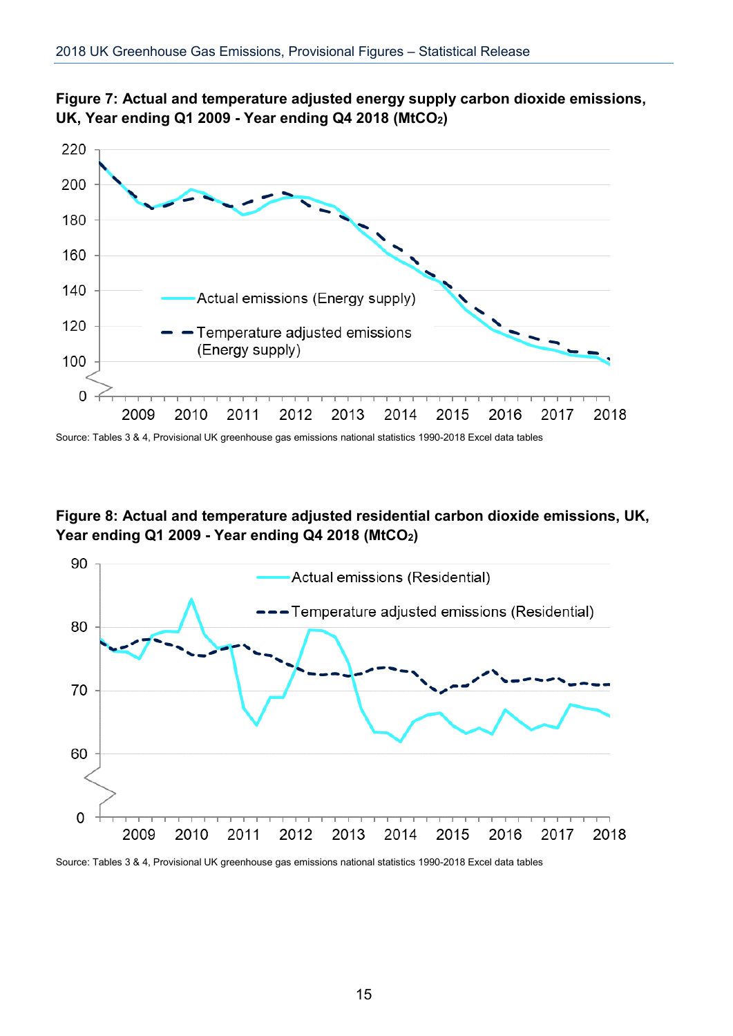**Figure 7: Actual and temperature adjusted energy supply carbon dioxide emissions, UK, Year ending Q1 2009 - Year ending Q4 2018 ($MtCO_2$)**

220
200
180
160
140
120
100
0

2009 2010 2011 2012 2013 2014 2015 2016 2017 2018

Actual emissions (Energy supply)

Temperature adjusted emissions (Energy supply)

Source: Tables 3 & 4, Provisional UK greenhouse gas emissions national statistics 1990-2018 Excel data tables

**Figure 8: Actual and temperature adjusted residential carbon dioxide emissions, UK, Year ending Q1 2009 - Year ending Q4 2018 ($MtCO_2$)**

90
80
70
60
0

2009 2010 2011 2012 2013 2014 2015 2016 2017 2018

Actual emissions (Residential)

Temperature adjusted emissions (Residential)

Source: Tables 3 & 4, Provisional UK greenhouse gas emissions national statistics 1990-2018 Excel data tables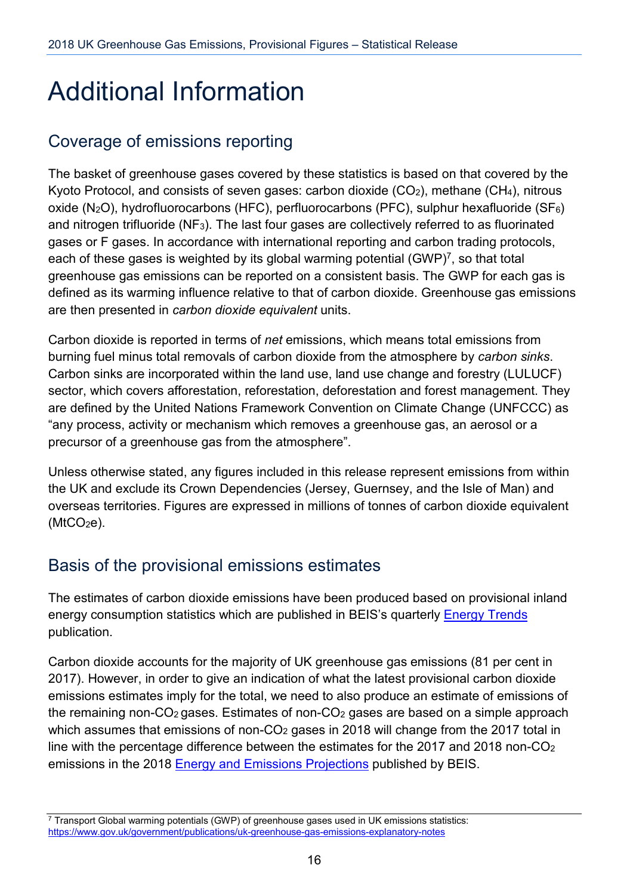# Additional Information

## Coverage of emissions reporting

The basket of greenhouse gases covered by these statistics is based on that covered by the Kyoto Protocol, and consists of seven gases: carbon dioxide ($CO_2$), methane ($CH_4$), nitrous oxide ($N_2O$), hydrofluorocarbons (HFC), perfluorocarbons (PFC), sulphur hexafluoride ($SF_6$) and nitrogen trifluoride ($NF_3$). The last four gases are collectively referred to as fluorinated gases or F gases. In accordance with international reporting and carbon trading protocols, each of these gases is weighted by its global warming potential (GWP)[7], so that total greenhouse gas emissions can be reported on a consistent basis. The GWP for each gas is defined as its warming influence relative to that of carbon dioxide. Greenhouse gas emissions are then presented in *carbon dioxide equivalent* units.

Carbon dioxide is reported in terms of *net* emissions, which means total emissions from burning fuel minus total removals of carbon dioxide from the atmosphere by *carbon sinks*. Carbon sinks are incorporated within the land use, land use change and forestry (LULUCF) sector, which covers afforestation, reforestation, deforestation and forest management. They are defined by the United Nations Framework Convention on Climate Change (UNFCCC) as "any process, activity or mechanism which removes a greenhouse gas, an aerosol or a precursor of a greenhouse gas from the atmosphere".

Unless otherwise stated, any figures included in this release represent emissions from within the UK and exclude its Crown Dependencies (Jersey, Guernsey, and the Isle of Man) and overseas territories. Figures are expressed in millions of tonnes of carbon dioxide equivalent ($MtCO_2e$).

## Basis of the provisional emissions estimates

The estimates of carbon dioxide emissions have been produced based on provisional inland energy consumption statistics which are published in BEIS's quarterly [Energy Trends](https://www.gov.uk/government/collections/energy-trends) publication.

Carbon dioxide accounts for the majority of UK greenhouse gas emissions (81 per cent in 2017). However, in order to give an indication of what the latest provisional carbon dioxide emissions estimates imply for the total, we need to also produce an estimate of emissions of the remaining non-$CO_2$ gases. Estimates of non-$CO_2$ gases are based on a simple approach which assumes that emissions of non-$CO_2$ gases in 2018 will change from the 2017 total in line with the percentage difference between the estimates for the 2017 and 2018 non-$CO_2$ emissions in the 2018 Energy and Emissions Projections published by BEIS.

[7] Transport Global warming potentials (GWP) of greenhouse gases used in UK emissions statistics: https://www.gov.uk/government/publications/uk-greenhouse-gas-emissions-explanatory-notes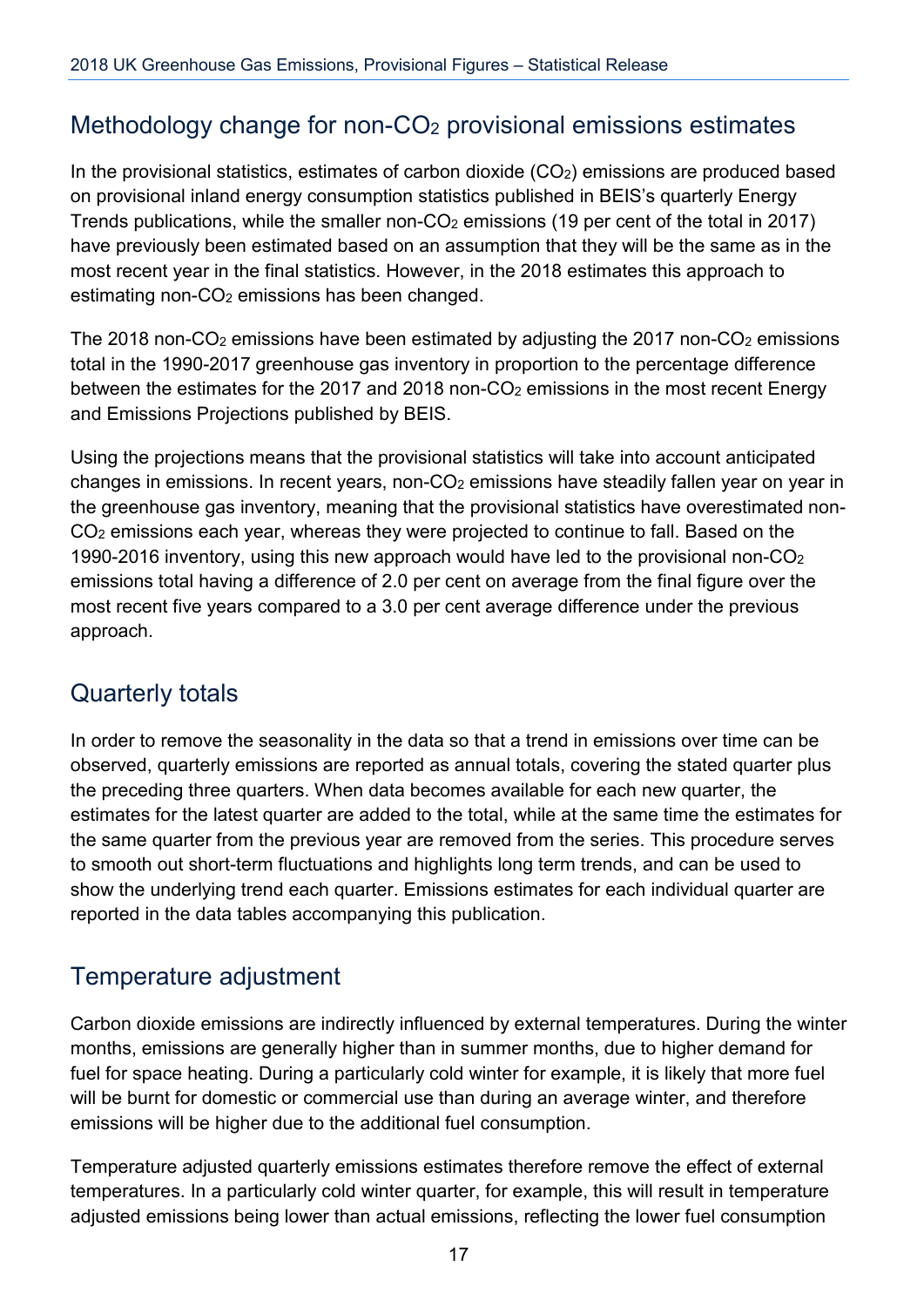## Methodology change for non-$CO_2$ provisional emissions estimates

In the provisional statistics, estimates of carbon dioxide ($CO_2$) emissions are produced based on provisional inland energy consumption statistics published in BEIS's quarterly Energy Trends publications, while the smaller non-$CO_2$ emissions (19 per cent of the total in 2017) have previously been estimated based on an assumption that they will be the same as in the most recent year in the final statistics. However, in the 2018 estimates this approach to estimating non-$CO_2$ emissions has been changed.

The 2018 non-$CO_2$ emissions have been estimated by adjusting the 2017 non-$CO_2$ emissions total in the 1990-2017 greenhouse gas inventory in proportion to the percentage difference between the estimates for the 2017 and 2018 non-$CO_2$ emissions in the most recent Energy and Emissions Projections published by BEIS.

Using the projections means that the provisional statistics will take into account anticipated changes in emissions. In recent years, non-$CO_2$ emissions have steadily fallen year on year in the greenhouse gas inventory, meaning that the provisional statistics have overestimated non-$CO_2$ emissions each year, whereas they were projected to continue to fall. Based on the 1990-2016 inventory, using this new approach would have led to the provisional non-$CO_2$ emissions total having a difference of 2.0 per cent on average from the final figure over the most recent five years compared to a 3.0 per cent average difference under the previous approach.

## Quarterly totals

In order to remove the seasonality in the data so that a trend in emissions over time can be observed, quarterly emissions are reported as annual totals, covering the stated quarter plus the preceding three quarters. When data becomes available for each new quarter, the estimates for the latest quarter are added to the total, while at the same time the estimates for the same quarter from the previous year are removed from the series. This procedure serves to smooth out short-term fluctuations and highlights long term trends, and can be used to show the underlying trend each quarter. Emissions estimates for each individual quarter are reported in the data tables accompanying this publication.

## Temperature adjustment

Carbon dioxide emissions are indirectly influenced by external temperatures. During the winter months, emissions are generally higher than in summer months, due to higher demand for fuel for space heating. During a particularly cold winter for example, it is likely that more fuel will be burnt for domestic or commercial use than during an average winter, and therefore emissions will be higher due to the additional fuel consumption.

Temperature adjusted quarterly emissions estimates therefore remove the effect of external temperatures. In a particularly cold winter quarter, for example, this will result in temperature adjusted emissions being lower than actual emissions, reflecting the lower fuel consumption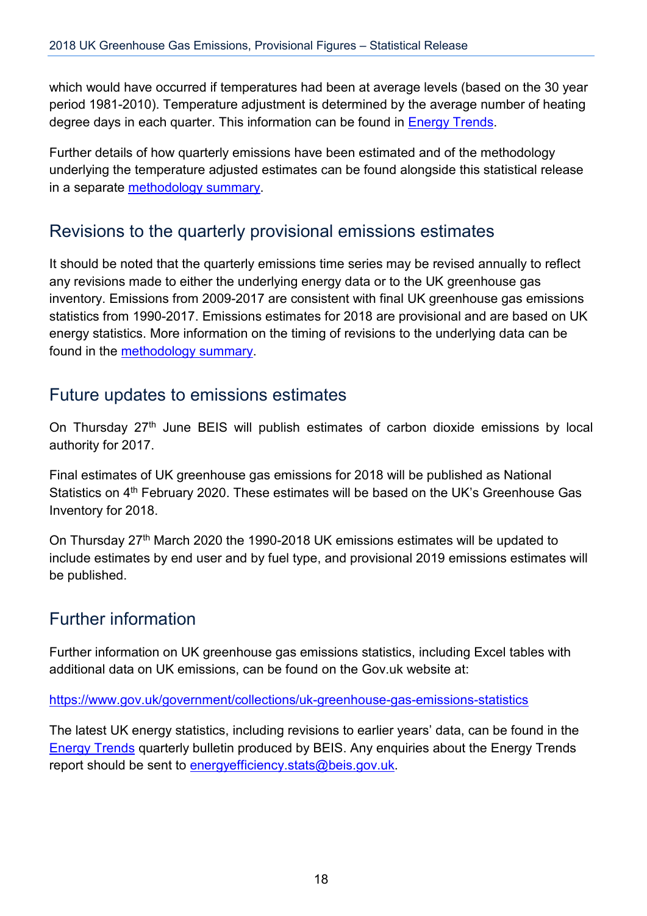which would have occurred if temperatures had been at average levels (based on the 30 year period 1981-2010). Temperature adjustment is determined by the average number of heating degree days in each quarter. This information can be found in [Energy Trends](#).

Further details of how quarterly emissions have been estimated and of the methodology underlying the temperature adjusted estimates can be found alongside this statistical release in a separate [methodology summary](#).

## Revisions to the quarterly provisional emissions estimates

It should be noted that the quarterly emissions time series may be revised annually to reflect any revisions made to either the underlying energy data or to the UK greenhouse gas inventory. Emissions from 2009-2017 are consistent with final UK greenhouse gas emissions statistics from 1990-2017. Emissions estimates for 2018 are provisional and are based on UK energy statistics. More information on the timing of revisions to the underlying data can be found in the [methodology summary](#).

## Future updates to emissions estimates

On Thursday 27th June BEIS will publish estimates of carbon dioxide emissions by local authority for 2017.

Final estimates of UK greenhouse gas emissions for 2018 will be published as National Statistics on 4th February 2020. These estimates will be based on the UK's Greenhouse Gas Inventory for 2018.

On Thursday 27th March 2020 the 1990-2018 UK emissions estimates will be updated to include estimates by end user and by fuel type, and provisional 2019 emissions estimates will be published.

## Further information

Further information on UK greenhouse gas emissions statistics, including Excel tables with additional data on UK emissions, can be found on the Gov.uk website at:

https://www.gov.uk/government/collections/uk-greenhouse-gas-emissions-statistics

The latest UK energy statistics, including revisions to earlier years' data, can be found in the [Energy Trends](#) quarterly bulletin produced by BEIS. Any enquiries about the Energy Trends report should be sent to energyefficiency.stats@beis.gov.uk.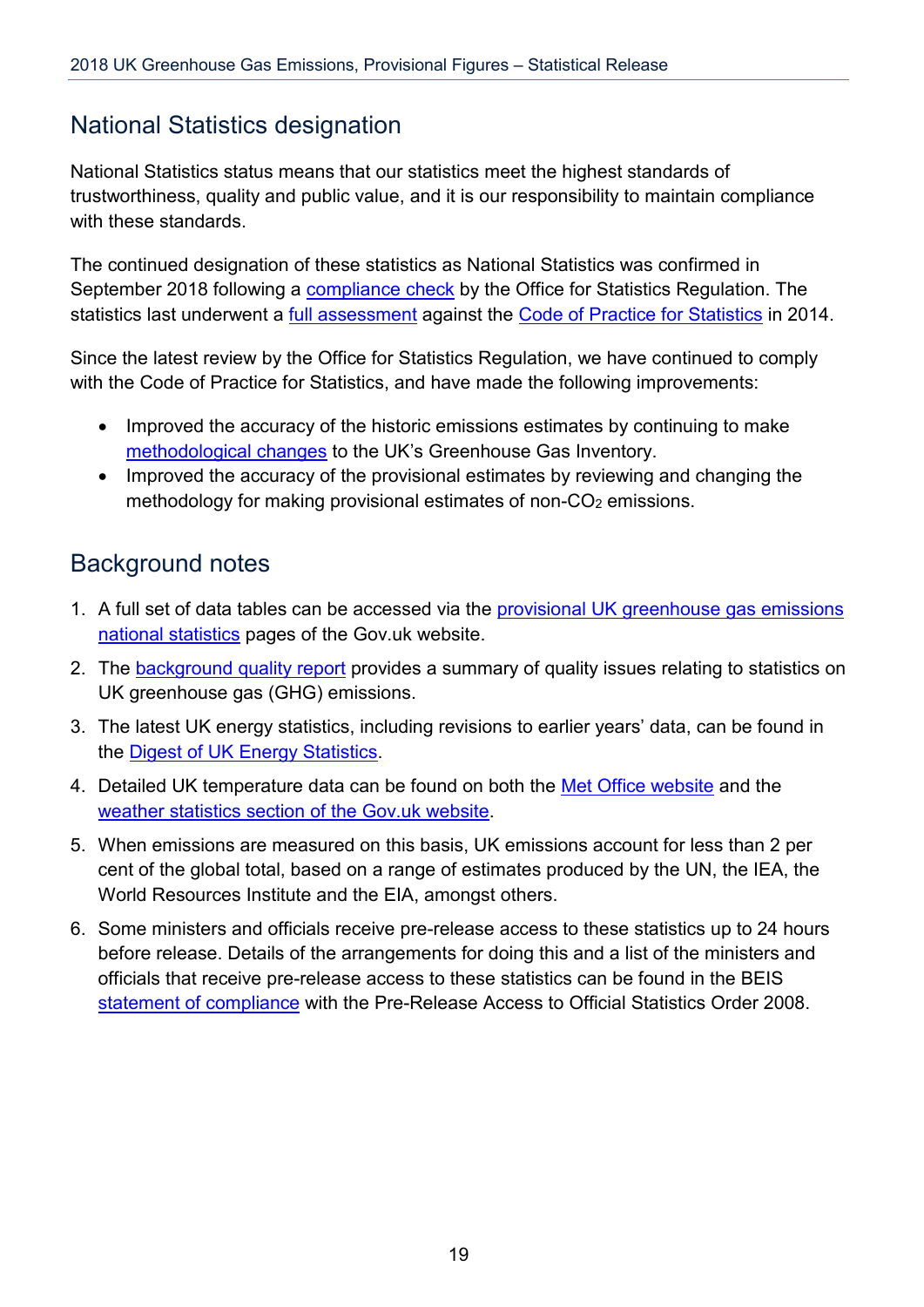## National Statistics designation

National Statistics status means that our statistics meet the highest standards of trustworthiness, quality and public value, and it is our responsibility to maintain compliance with these standards.

The continued designation of these statistics as National Statistics was confirmed in September 2018 following a compliance check by the Office for Statistics Regulation. The statistics last underwent a full assessment against the Code of Practice for Statistics in 2014.

Since the latest review by the Office for Statistics Regulation, we have continued to comply with the Code of Practice for Statistics, and have made the following improvements:

- Improved the accuracy of the historic emissions estimates by continuing to make methodological changes to the UK's Greenhouse Gas Inventory.
- Improved the accuracy of the provisional estimates by reviewing and changing the methodology for making provisional estimates of non-$CO_2$ emissions.

## Background notes

1. A full set of data tables can be accessed via the provisional UK greenhouse gas emissions national statistics pages of the Gov.uk website.
2. The background quality report provides a summary of quality issues relating to statistics on UK greenhouse gas (GHG) emissions.
3. The latest UK energy statistics, including revisions to earlier years' data, can be found in the Digest of UK Energy Statistics.
4. Detailed UK temperature data can be found on both the Met Office website and the weather statistics section of the Gov.uk website.
5. When emissions are measured on this basis, UK emissions account for less than 2 per cent of the global total, based on a range of estimates produced by the UN, the IEA, the World Resources Institute and the EIA, amongst others.
6. Some ministers and officials receive pre-release access to these statistics up to 24 hours before release. Details of the arrangements for doing this and a list of the ministers and officials that receive pre-release access to these statistics can be found in the BEIS statement of compliance with the Pre-Release Access to Official Statistics Order 2008.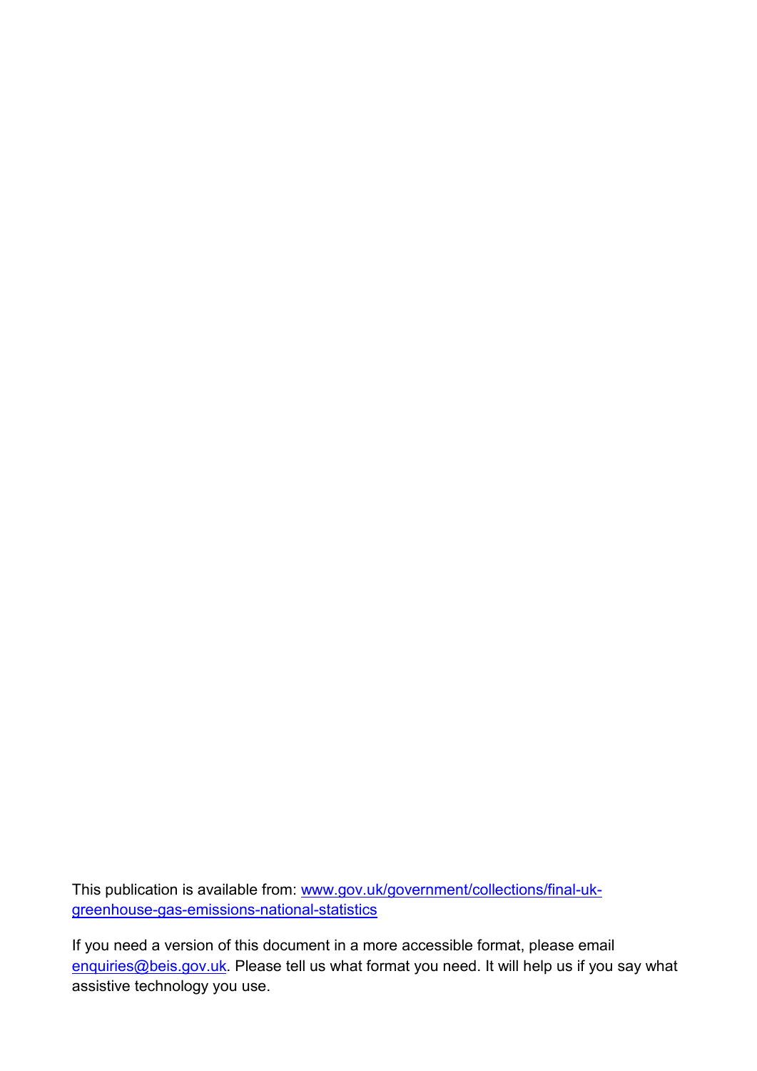This publication is available from: [www.gov.uk/government/collections/final-uk-greenhouse-gas-emissions-national-statistics](www.gov.uk/government/collections/final-uk-greenhouse-gas-emissions-national-statistics)

If you need a version of this document in a more accessible format, please email [enquiries@beis.gov.uk](mailto:enquiries@beis.gov.uk). Please tell us what format you need. It will help us if you say what assistive technology you use.